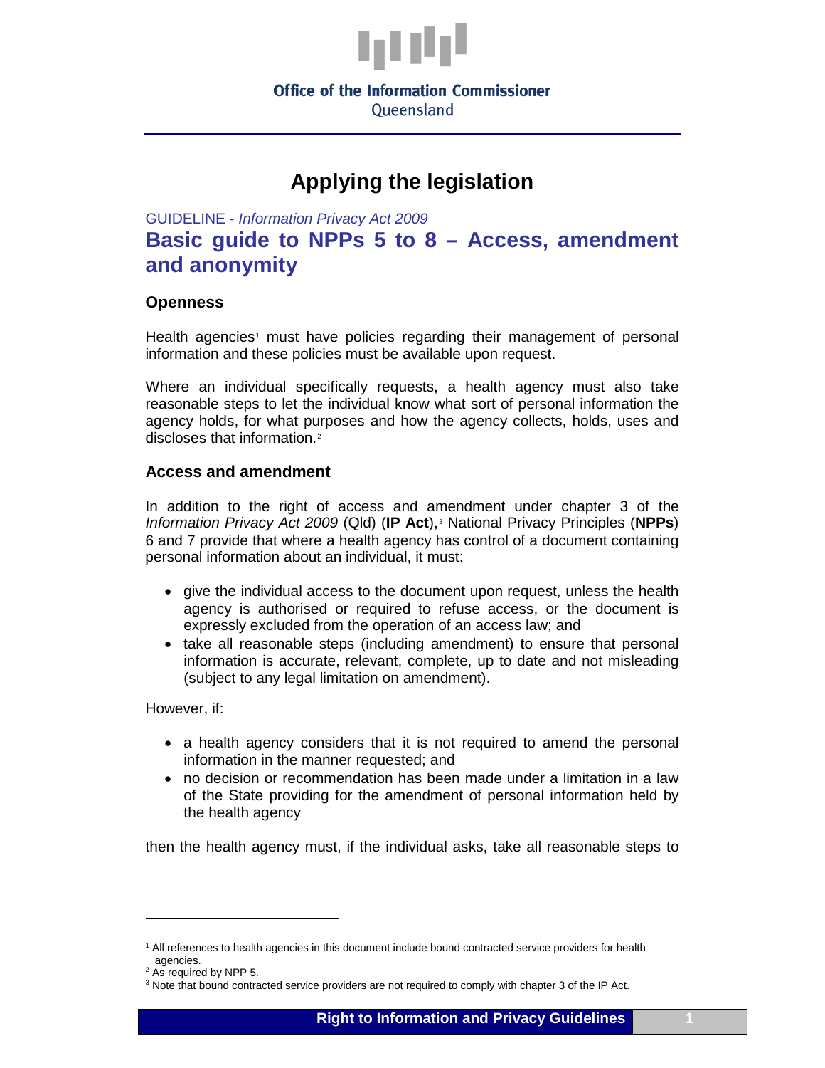Office of the Information Commissioner
Queensland

# Applying the legislation

GUIDELINE - *Information Privacy Act 2009*

## Basic guide to NPPs 5 to 8 – Access, amendment and anonymity

### Openness

Health agencies[1] must have policies regarding their management of personal information and these policies must be available upon request.

Where an individual specifically requests, a health agency must also take reasonable steps to let the individual know what sort of personal information the agency holds, for what purposes and how the agency collects, holds, uses and discloses that information.[2]

### Access and amendment

In addition to the right of access and amendment under chapter 3 of the *Information Privacy Act 2009* (Qld) (**IP Act**),[3] National Privacy Principles (**NPPs**) 6 and 7 provide that where a health agency has control of a document containing personal information about an individual, it must:

- give the individual access to the document upon request, unless the health agency is authorised or required to refuse access, or the document is expressly excluded from the operation of an access law; and
- take all reasonable steps (including amendment) to ensure that personal information is accurate, relevant, complete, up to date and not misleading (subject to any legal limitation on amendment).

However, if:

- a health agency considers that it is not required to amend the personal information in the manner requested; and
- no decision or recommendation has been made under a limitation in a law of the State providing for the amendment of personal information held by the health agency

then the health agency must, if the individual asks, take all reasonable steps to

---

[1] All references to health agencies in this document include bound contracted service providers for health agencies.

[2] As required by NPP 5.

[3] Note that bound contracted service providers are not required to comply with chapter 3 of the IP Act.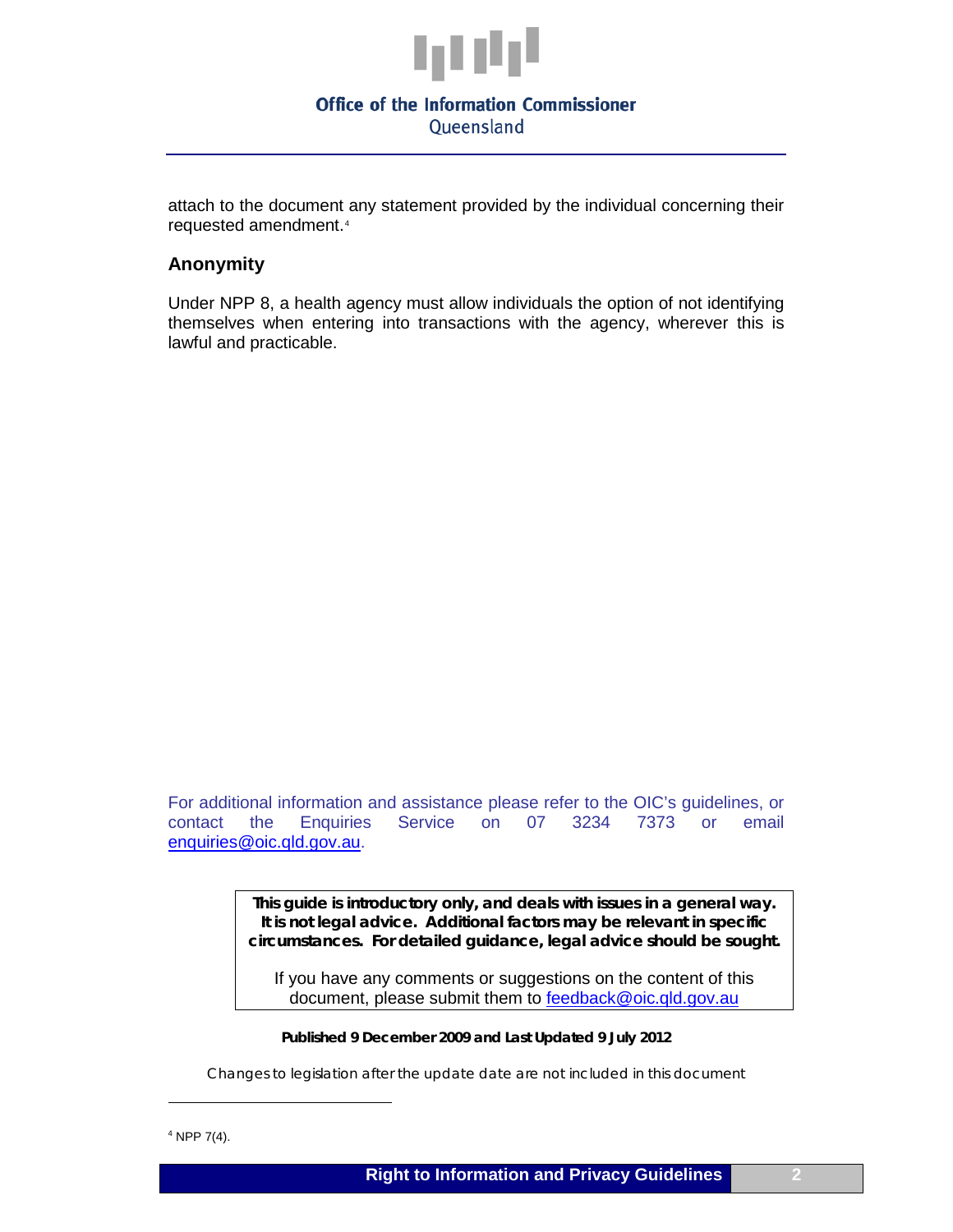attach to the document any statement provided by the individual concerning their requested amendment.[4]

## Anonymity

Under NPP 8, a health agency must allow individuals the option of not identifying themselves when entering into transactions with the agency, wherever this is lawful and practicable.

For additional information and assistance please refer to the OIC's guidelines, or contact the Enquiries Service on 07 3234 7373 or email enquiries@oic.qld.gov.au.

**This guide is introductory only, and deals with issues in a general way. It is not legal advice. Additional factors may be relevant in specific circumstances. For detailed guidance, legal advice should be sought.**

If you have any comments or suggestions on the content of this document, please submit them to feedback@oic.qld.gov.au

**Published 9 December 2009 and Last Updated 9 July 2012**

*Changes to legislation after the update date are not included in this document*

[4] NPP 7(4).